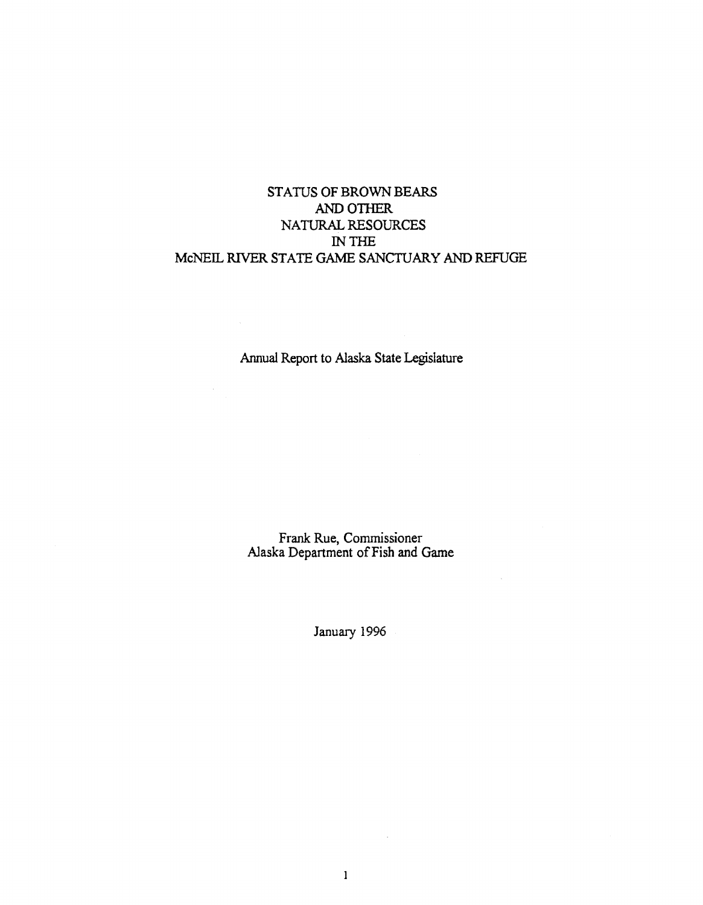# STATUS OF BROWN BEARS AND OTHER NATURAL RESOURCES IN THE McNEIL RIVER STATE GAME SANCTUARY AND REFUGE

Annual Report to Alaska State Legislature

Frank Rue, Commissioner
Alaska Department of Fish and Game

January 1996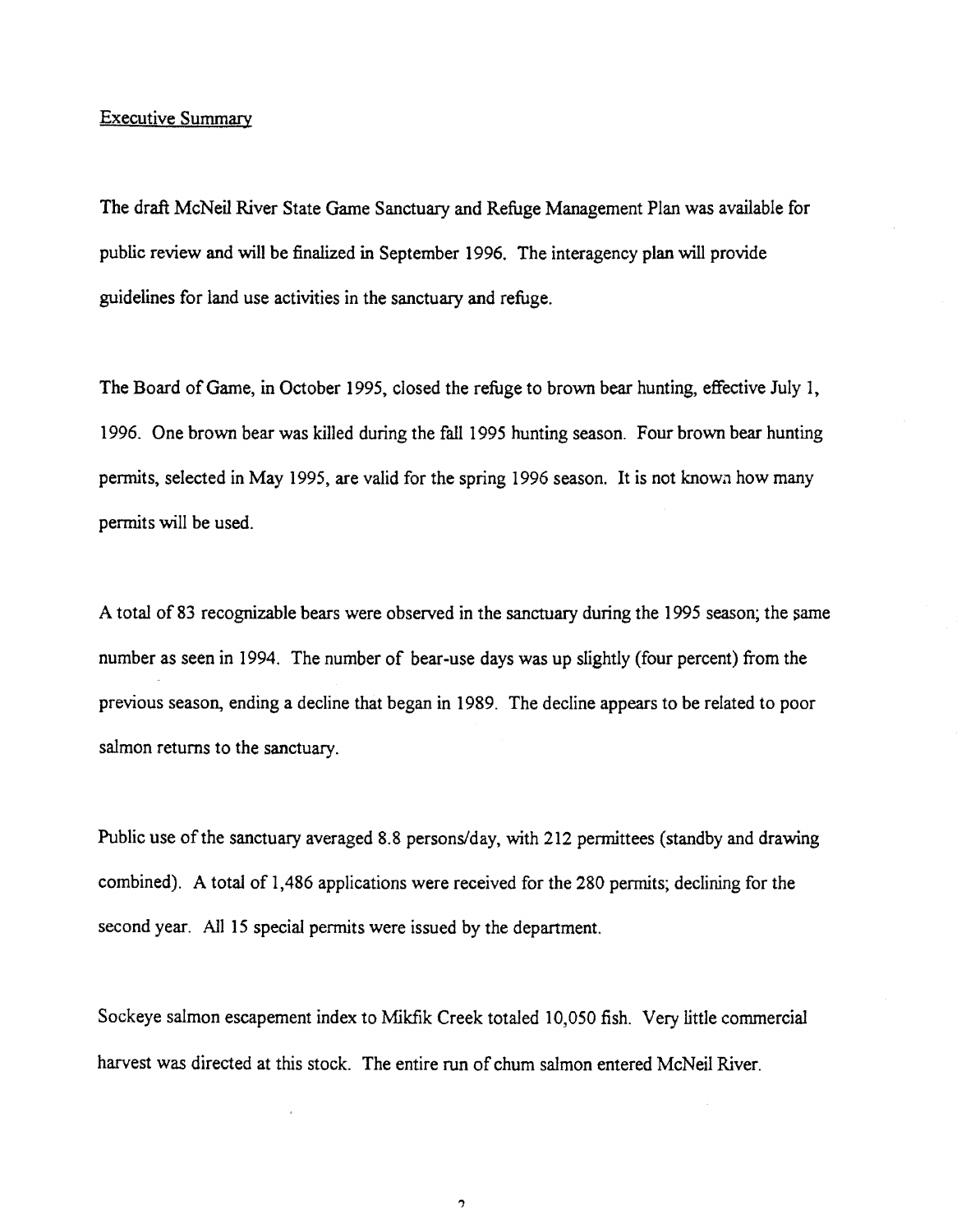## Executive Summary

The draft McNeil River State Game Sanctuary and Refuge Management Plan was available for public review and will be finalized in September 1996. The interagency plan will provide guidelines for land use activities in the sanctuary and refuge.

The Board of Game, in October 1995, closed the refuge to brown bear hunting, effective July 1, 1996. One brown bear was killed during the fall 1995 hunting season. Four brown bear hunting permits, selected in May 1995, are valid for the spring 1996 season. It is not known how many permits will be used.

A total of 83 recognizable bears were observed in the sanctuary during the 1995 season; the same number as seen in 1994. The number of bear-use days was up slightly (four percent) from the previous season, ending a decline that began in 1989. The decline appears to be related to poor salmon returns to the sanctuary.

Public use of the sanctuary averaged 8.8 persons/day, with 212 permittees (standby and drawing combined). A total of 1,486 applications were received for the 280 permits; declining for the second year. All 15 special permits were issued by the department.

Sockeye salmon escapement index to Mikfik Creek totaled 10,050 fish. Very little commercial harvest was directed at this stock. The entire run of chum salmon entered McNeil River.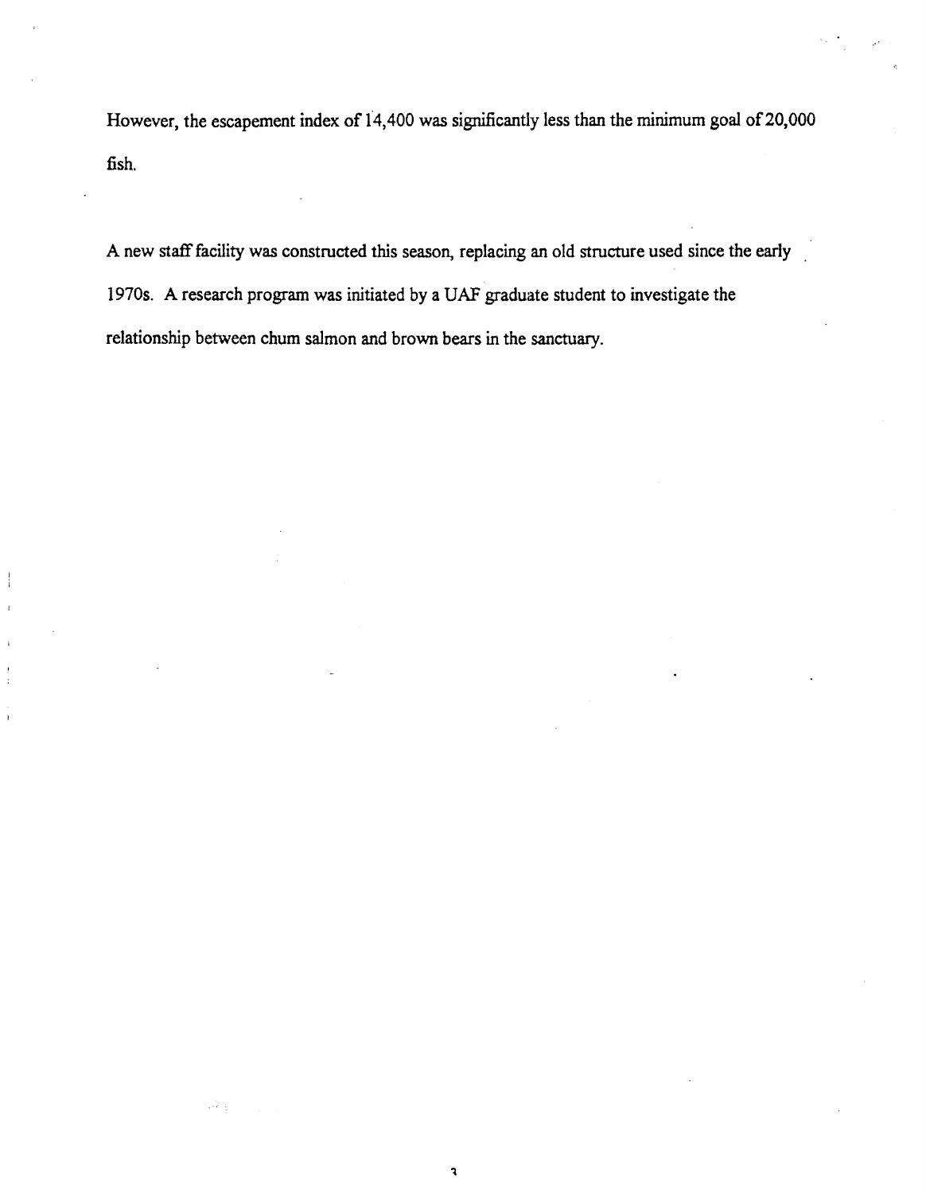However, the escapement index of 14,400 was significantly less than the minimum goal of 20,000 fish.

A new staff facility was constructed this season, replacing an old structure used since the early 1970s. A research program was initiated by a UAF graduate student to investigate the relationship between chum salmon and brown bears in the sanctuary.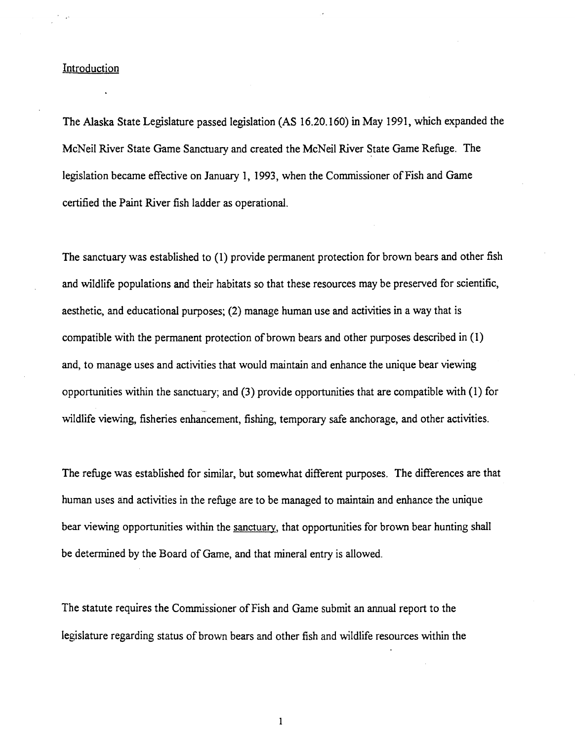## Introduction

The Alaska State Legislature passed legislation (AS 16.20.160) in May 1991, which expanded the McNeil River State Game Sanctuary and created the McNeil River State Game Refuge. The legislation became effective on January 1, 1993, when the Commissioner of Fish and Game certified the Paint River fish ladder as operational.

The sanctuary was established to (1) provide permanent protection for brown bears and other fish and wildlife populations and their habitats so that these resources may be preserved for scientific, aesthetic, and educational purposes; (2) manage human use and activities in a way that is compatible with the permanent protection of brown bears and other purposes described in (1) and, to manage uses and activities that would maintain and enhance the unique bear viewing opportunities within the sanctuary; and (3) provide opportunities that are compatible with (1) for wildlife viewing, fisheries enhancement, fishing, temporary safe anchorage, and other activities.

The refuge was established for similar, but somewhat different purposes. The differences are that human uses and activities in the refuge are to be managed to maintain and enhance the unique bear viewing opportunities within the sanctuary, that opportunities for brown bear hunting shall be determined by the Board of Game, and that mineral entry is allowed.

The statute requires the Commissioner of Fish and Game submit an annual report to the legislature regarding status of brown bears and other fish and wildlife resources within the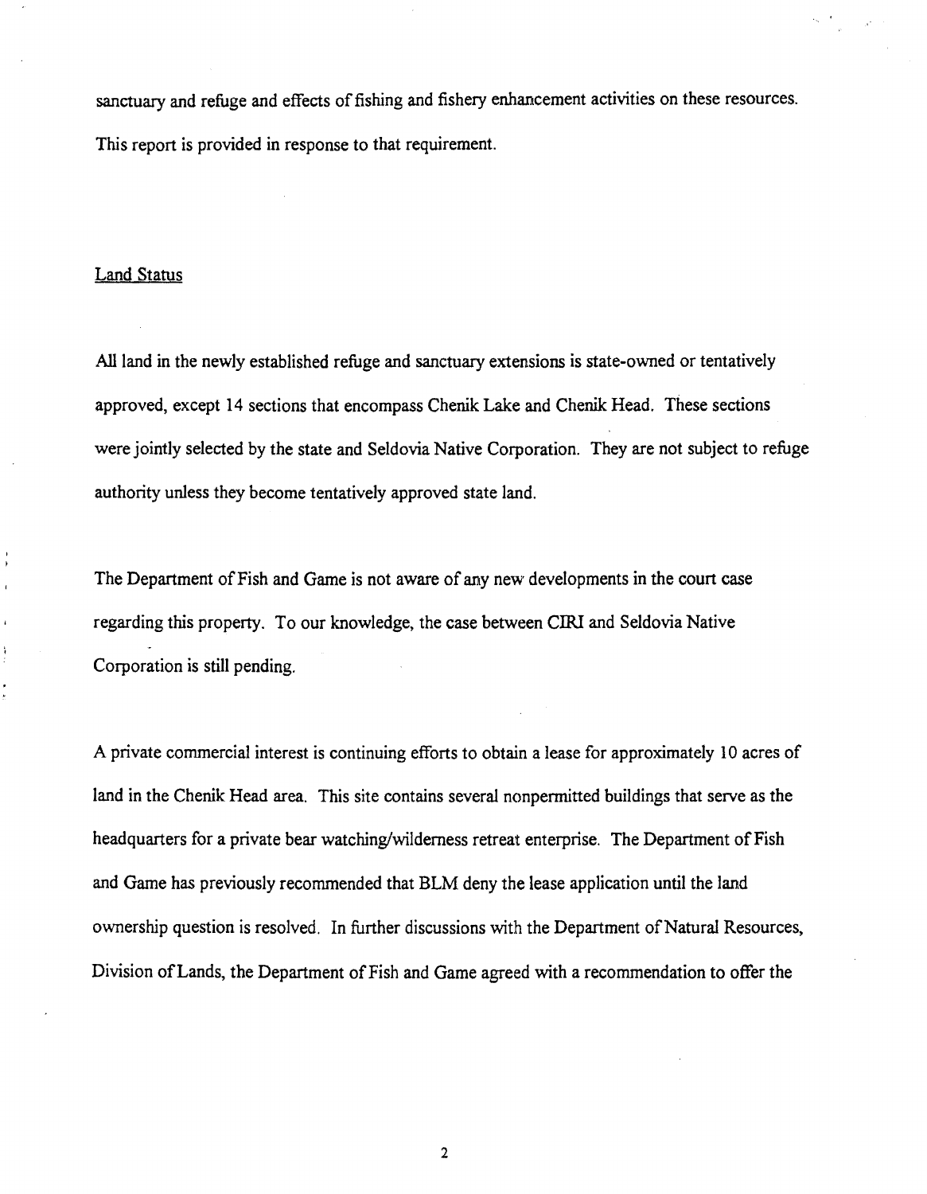sanctuary and refuge and effects of fishing and fishery enhancement activities on these resources. This report is provided in response to that requirement.

## Land Status

All land in the newly established refuge and sanctuary extensions is state-owned or tentatively approved, except 14 sections that encompass Chenik Lake and Chenik Head. These sections were jointly selected by the state and Seldovia Native Corporation. They are not subject to refuge authority unless they become tentatively approved state land.

The Department of Fish and Game is not aware of any new developments in the court case regarding this property. To our knowledge, the case between CIRI and Seldovia Native Corporation is still pending.

A private commercial interest is continuing efforts to obtain a lease for approximately 10 acres of land in the Chenik Head area. This site contains several nonpermitted buildings that serve as the headquarters for a private bear watching/wilderness retreat enterprise. The Department of Fish and Game has previously recommended that BLM deny the lease application until the land ownership question is resolved. In further discussions with the Department of Natural Resources, Division of Lands, the Department of Fish and Game agreed with a recommendation to offer the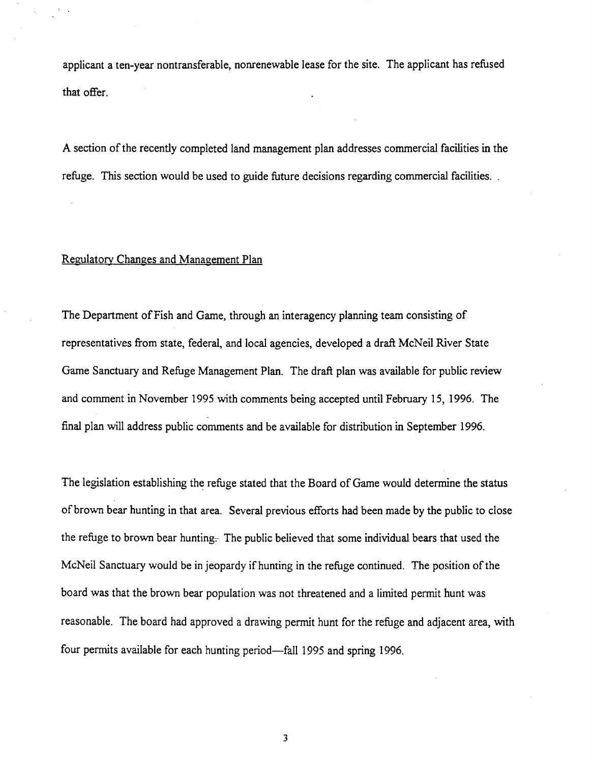applicant a ten-year nontransferable, nonrenewable lease for the site. The applicant has refused that offer.

A section of the recently completed land management plan addresses commercial facilities in the refuge. This section would be used to guide future decisions regarding commercial facilities.

Regulatory Changes and Management Plan

The Department of Fish and Game, through an interagency planning team consisting of representatives from state, federal, and local agencies, developed a draft McNeil River State Game Sanctuary and Refuge Management Plan. The draft plan was available for public review and comment in November 1995 with comments being accepted until February 15, 1996. The final plan will address public comments and be available for distribution in September 1996.

The legislation establishing the refuge stated that the Board of Game would determine the status of brown bear hunting in that area. Several previous efforts had been made by the public to close the refuge to brown bear hunting. The public believed that some individual bears that used the McNeil Sanctuary would be in jeopardy if hunting in the refuge continued. The position of the board was that the brown bear population was not threatened and a limited permit hunt was reasonable. The board had approved a drawing permit hunt for the refuge and adjacent area, with four permits available for each hunting period—fall 1995 and spring 1996.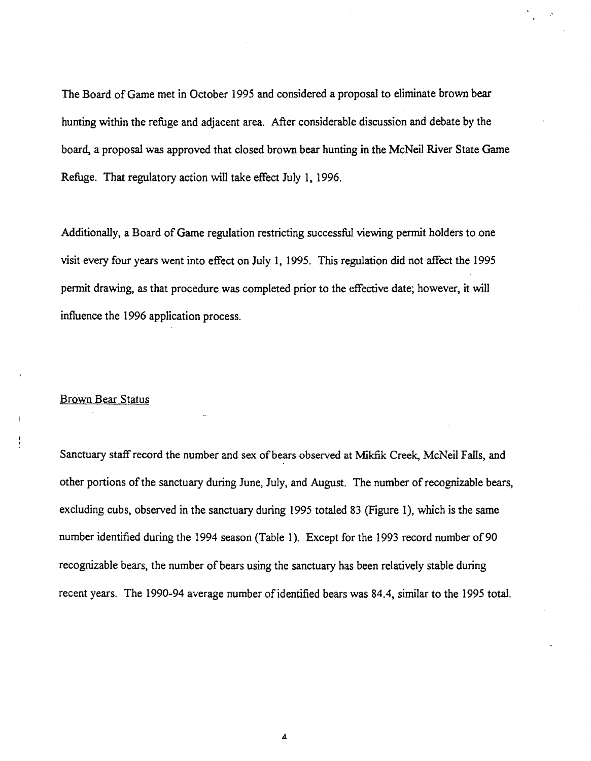The Board of Game met in October 1995 and considered a proposal to eliminate brown bear hunting within the refuge and adjacent area. After considerable discussion and debate by the board, a proposal was approved that closed brown bear hunting in the McNeil River State Game Refuge. That regulatory action will take effect July 1, 1996.

Additionally, a Board of Game regulation restricting successful viewing permit holders to one visit every four years went into effect on July 1, 1995. This regulation did not affect the 1995 permit drawing, as that procedure was completed prior to the effective date; however, it will influence the 1996 application process.

## Brown Bear Status

Sanctuary staff record the number and sex of bears observed at Mikfik Creek, McNeil Falls, and other portions of the sanctuary during June, July, and August. The number of recognizable bears, excluding cubs, observed in the sanctuary during 1995 totaled 83 (Figure 1), which is the same number identified during the 1994 season (Table 1). Except for the 1993 record number of 90 recognizable bears, the number of bears using the sanctuary has been relatively stable during recent years. The 1990-94 average number of identified bears was 84.4, similar to the 1995 total.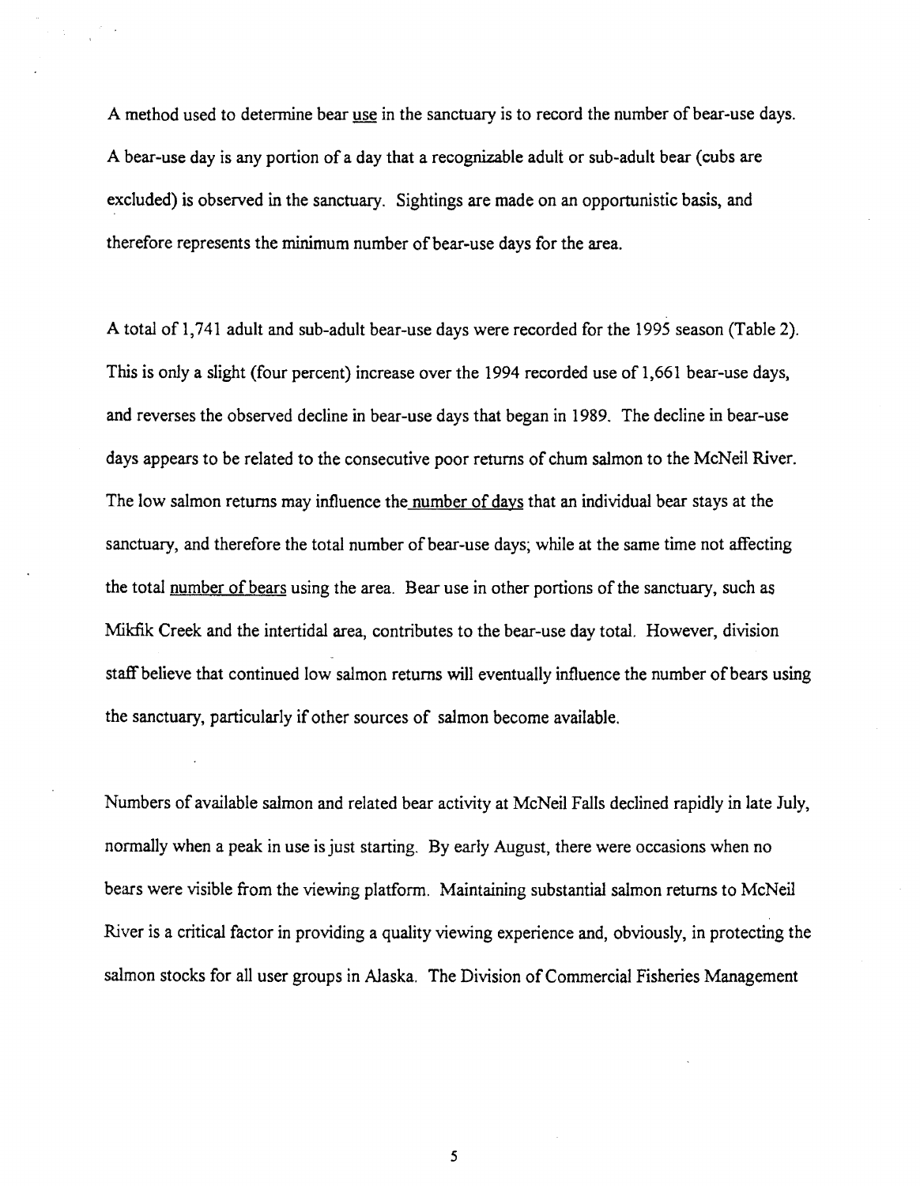A method used to determine bear <u>use</u> in the sanctuary is to record the number of bear-use days. A bear-use day is any portion of a day that a recognizable adult or sub-adult bear (cubs are excluded) is observed in the sanctuary. Sightings are made on an opportunistic basis, and therefore represents the minimum number of bear-use days for the area.

A total of 1,741 adult and sub-adult bear-use days were recorded for the 1995 season (Table 2). This is only a slight (four percent) increase over the 1994 recorded use of 1,661 bear-use days, and reverses the observed decline in bear-use days that began in 1989. The decline in bear-use days appears to be related to the consecutive poor returns of chum salmon to the McNeil River. The low salmon returns may influence the <u>number of days</u> that an individual bear stays at the sanctuary, and therefore the total number of bear-use days; while at the same time not affecting the total <u>number of bears</u> using the area. Bear use in other portions of the sanctuary, such as Mikfik Creek and the intertidal area, contributes to the bear-use day total. However, division staff believe that continued low salmon returns will eventually influence the number of bears using the sanctuary, particularly if other sources of salmon become available.

Numbers of available salmon and related bear activity at McNeil Falls declined rapidly in late July, normally when a peak in use is just starting. By early August, there were occasions when no bears were visible from the viewing platform. Maintaining substantial salmon returns to McNeil River is a critical factor in providing a quality viewing experience and, obviously, in protecting the salmon stocks for all user groups in Alaska. The Division of Commercial Fisheries Management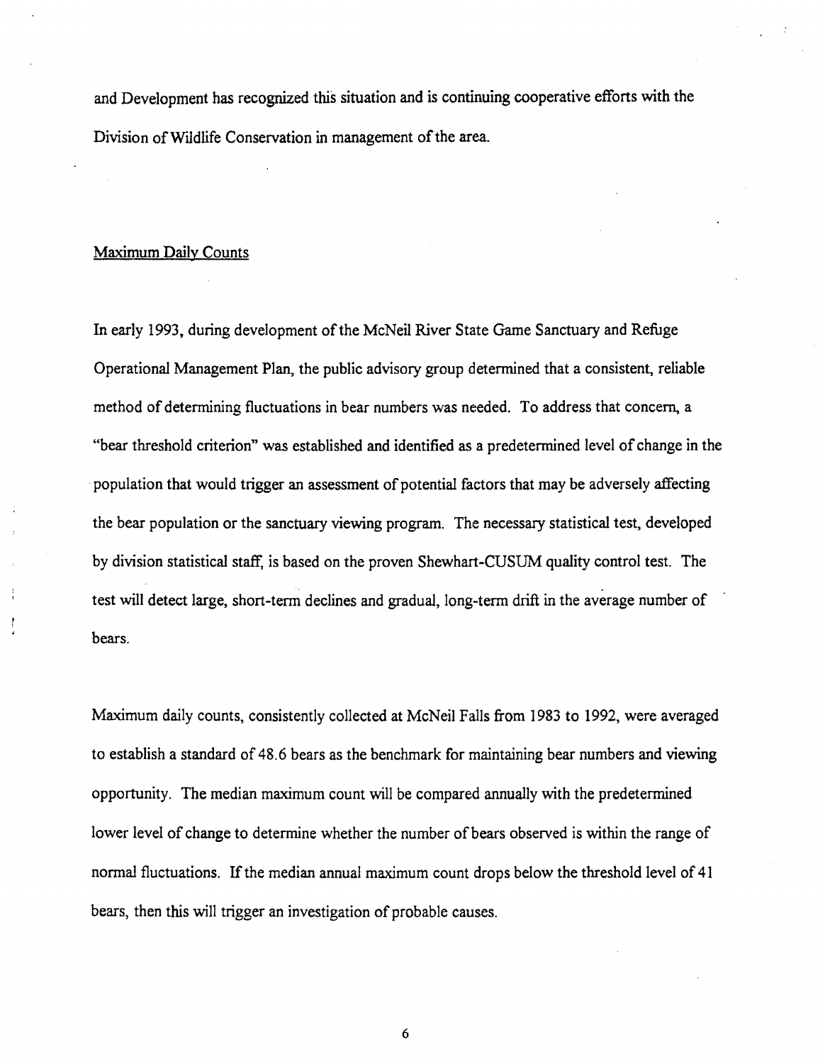and Development has recognized this situation and is continuing cooperative efforts with the Division of Wildlife Conservation in management of the area.

## Maximum Daily Counts

In early 1993, during development of the McNeil River State Game Sanctuary and Refuge Operational Management Plan, the public advisory group determined that a consistent, reliable method of determining fluctuations in bear numbers was needed. To address that concern, a "bear threshold criterion" was established and identified as a predetermined level of change in the population that would trigger an assessment of potential factors that may be adversely affecting the bear population or the sanctuary viewing program. The necessary statistical test, developed by division statistical staff, is based on the proven Shewhart-CUSUM quality control test. The test will detect large, short-term declines and gradual, long-term drift in the average number of bears.

Maximum daily counts, consistently collected at McNeil Falls from 1983 to 1992, were averaged to establish a standard of 48.6 bears as the benchmark for maintaining bear numbers and viewing opportunity. The median maximum count will be compared annually with the predetermined lower level of change to determine whether the number of bears observed is within the range of normal fluctuations. If the median annual maximum count drops below the threshold level of 41 bears, then this will trigger an investigation of probable causes.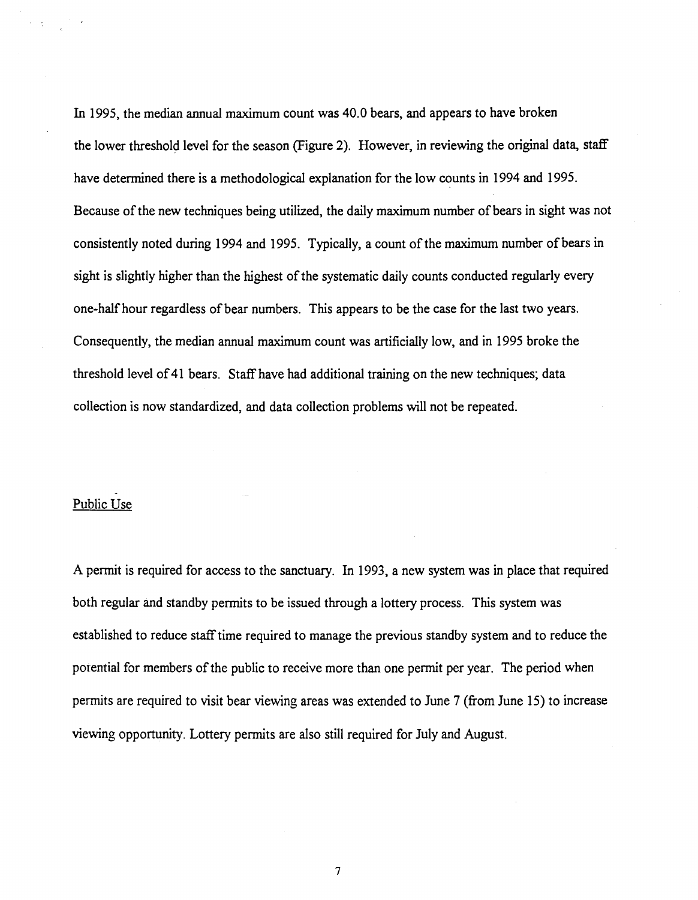In 1995, the median annual maximum count was 40.0 bears, and appears to have broken the lower threshold level for the season (Figure 2). However, in reviewing the original data, staff have determined there is a methodological explanation for the low counts in 1994 and 1995. Because of the new techniques being utilized, the daily maximum number of bears in sight was not consistently noted during 1994 and 1995. Typically, a count of the maximum number of bears in sight is slightly higher than the highest of the systematic daily counts conducted regularly every one-half hour regardless of bear numbers. This appears to be the case for the last two years. Consequently, the median annual maximum count was artificially low, and in 1995 broke the threshold level of 41 bears. Staff have had additional training on the new techniques; data collection is now standardized, and data collection problems will not be repeated.

## Public Use

A permit is required for access to the sanctuary. In 1993, a new system was in place that required both regular and standby permits to be issued through a lottery process. This system was established to reduce staff time required to manage the previous standby system and to reduce the potential for members of the public to receive more than one permit per year. The period when permits are required to visit bear viewing areas was extended to June 7 (from June 15) to increase viewing opportunity. Lottery permits are also still required for July and August.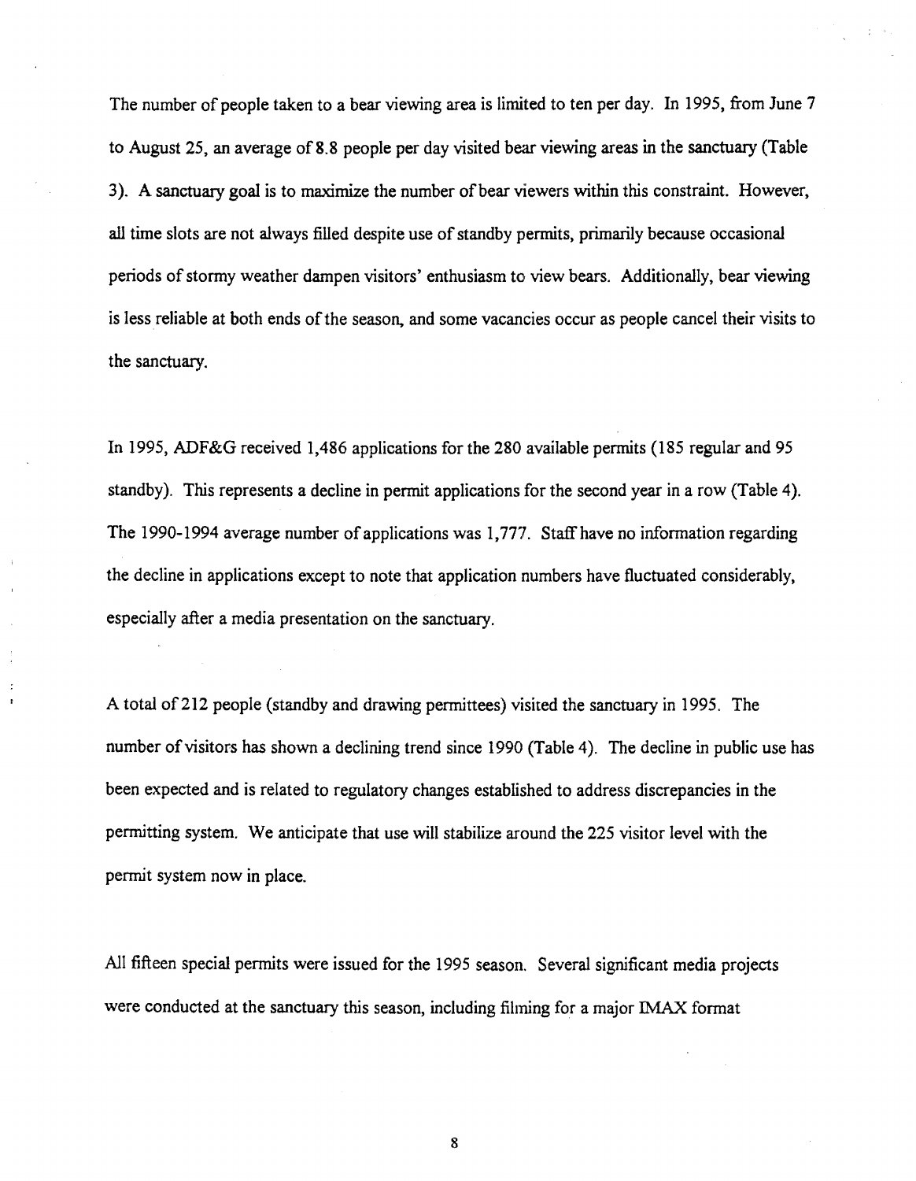The number of people taken to a bear viewing area is limited to ten per day. In 1995, from June 7 to August 25, an average of 8.8 people per day visited bear viewing areas in the sanctuary (Table 3). A sanctuary goal is to maximize the number of bear viewers within this constraint. However, all time slots are not always filled despite use of standby permits, primarily because occasional periods of stormy weather dampen visitors' enthusiasm to view bears. Additionally, bear viewing is less reliable at both ends of the season, and some vacancies occur as people cancel their visits to the sanctuary.

In 1995, ADF&G received 1,486 applications for the 280 available permits (185 regular and 95 standby). This represents a decline in permit applications for the second year in a row (Table 4). The 1990-1994 average number of applications was 1,777. Staff have no information regarding the decline in applications except to note that application numbers have fluctuated considerably, especially after a media presentation on the sanctuary.

A total of 212 people (standby and drawing permittees) visited the sanctuary in 1995. The number of visitors has shown a declining trend since 1990 (Table 4). The decline in public use has been expected and is related to regulatory changes established to address discrepancies in the permitting system. We anticipate that use will stabilize around the 225 visitor level with the permit system now in place.

All fifteen special permits were issued for the 1995 season. Several significant media projects were conducted at the sanctuary this season, including filming for a major IMAX format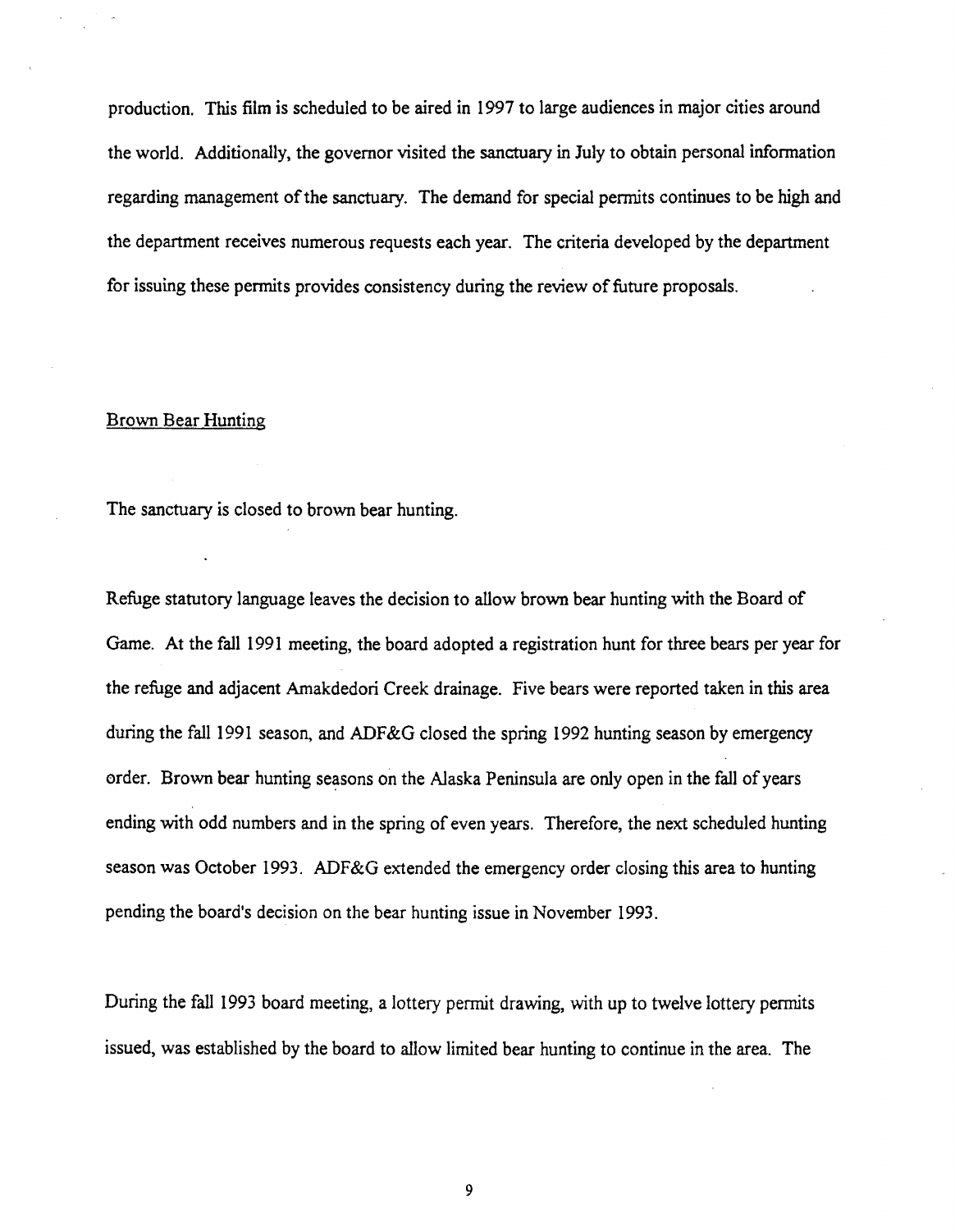production. This film is scheduled to be aired in 1997 to large audiences in major cities around the world. Additionally, the governor visited the sanctuary in July to obtain personal information regarding management of the sanctuary. The demand for special permits continues to be high and the department receives numerous requests each year. The criteria developed by the department for issuing these permits provides consistency during the review of future proposals.

## Brown Bear Hunting

The sanctuary is closed to brown bear hunting.

Refuge statutory language leaves the decision to allow brown bear hunting with the Board of Game. At the fall 1991 meeting, the board adopted a registration hunt for three bears per year for the refuge and adjacent Amakdedori Creek drainage. Five bears were reported taken in this area during the fall 1991 season, and ADF&G closed the spring 1992 hunting season by emergency order. Brown bear hunting seasons on the Alaska Peninsula are only open in the fall of years ending with odd numbers and in the spring of even years. Therefore, the next scheduled hunting season was October 1993. ADF&G extended the emergency order closing this area to hunting pending the board's decision on the bear hunting issue in November 1993.

During the fall 1993 board meeting, a lottery permit drawing, with up to twelve lottery permits issued, was established by the board to allow limited bear hunting to continue in the area. The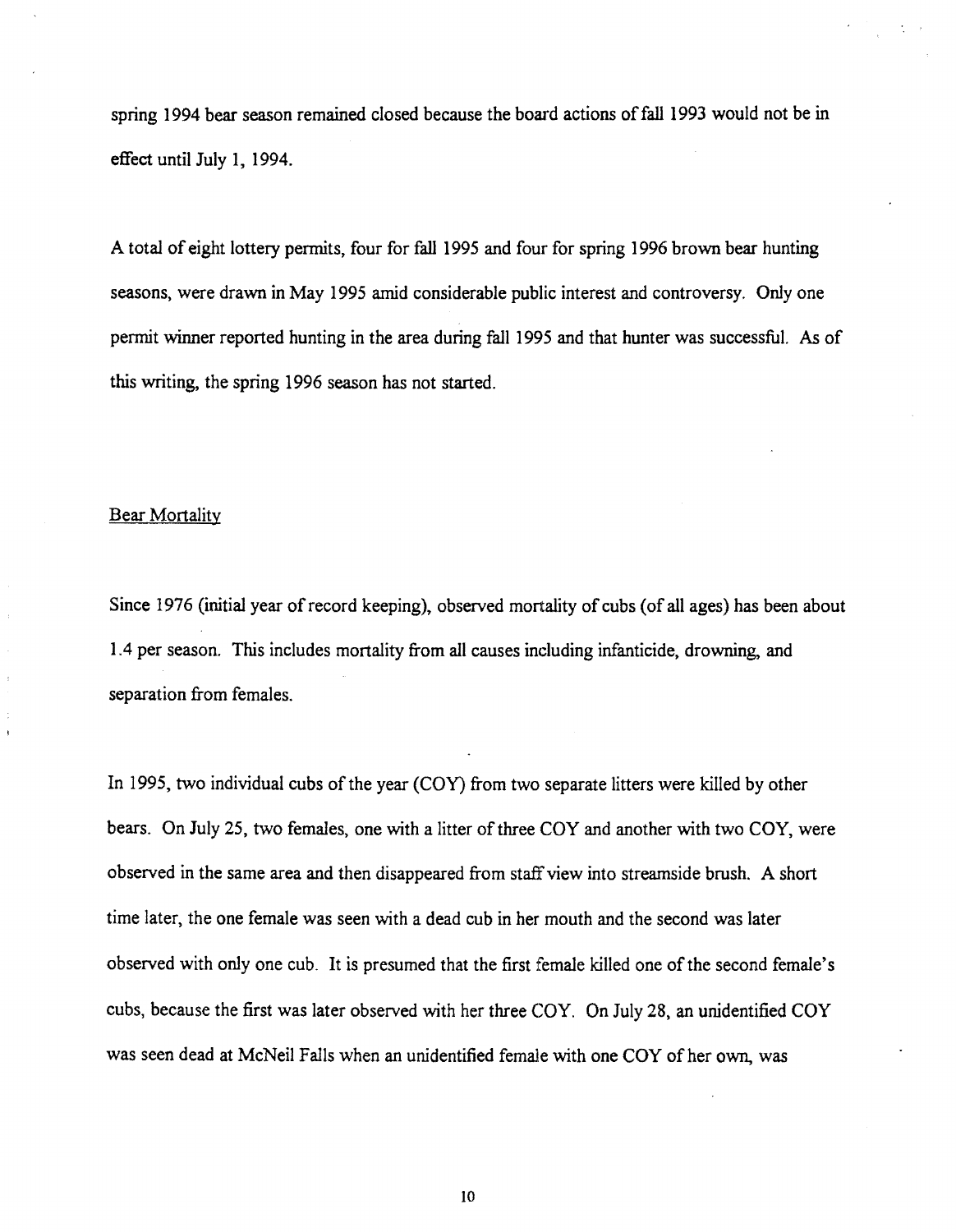spring 1994 bear season remained closed because the board actions of fall 1993 would not be in effect until July 1, 1994.

A total of eight lottery permits, four for fall 1995 and four for spring 1996 brown bear hunting seasons, were drawn in May 1995 amid considerable public interest and controversy. Only one permit winner reported hunting in the area during fall 1995 and that hunter was successful. As of this writing, the spring 1996 season has not started.

## Bear Mortality

Since 1976 (initial year of record keeping), observed mortality of cubs (of all ages) has been about 1.4 per season. This includes mortality from all causes including infanticide, drowning, and separation from females.

In 1995, two individual cubs of the year (COY) from two separate litters were killed by other bears. On July 25, two females, one with a litter of three COY and another with two COY, were observed in the same area and then disappeared from staff view into streamside brush. A short time later, the one female was seen with a dead cub in her mouth and the second was later observed with only one cub. It is presumed that the first female killed one of the second female's cubs, because the first was later observed with her three COY. On July 28, an unidentified COY was seen dead at McNeil Falls when an unidentified female with one COY of her own, was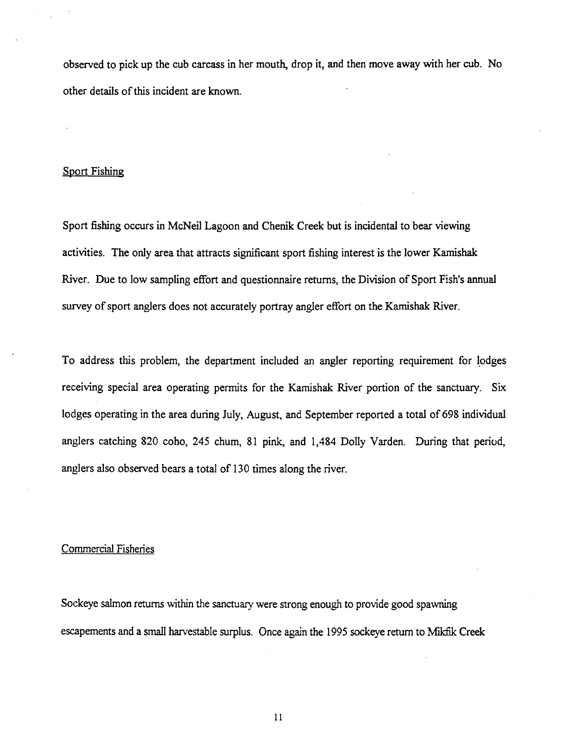observed to pick up the cub carcass in her mouth, drop it, and then move away with her cub. No other details of this incident are known.

## Sport Fishing

Sport fishing occurs in McNeil Lagoon and Chenik Creek but is incidental to bear viewing activities. The only area that attracts significant sport fishing interest is the lower Kamishak River. Due to low sampling effort and questionnaire returns, the Division of Sport Fish's annual survey of sport anglers does not accurately portray angler effort on the Kamishak River.

To address this problem, the department included an angler reporting requirement for lodges receiving special area operating permits for the Kamishak River portion of the sanctuary. Six lodges operating in the area during July, August, and September reported a total of 698 individual anglers catching 820 coho, 245 chum, 81 pink, and 1,484 Dolly Varden. During that period, anglers also observed bears a total of 130 times along the river.

## Commercial Fisheries

Sockeye salmon returns within the sanctuary were strong enough to provide good spawning escapements and a small harvestable surplus. Once again the 1995 sockeye return to Mikfik Creek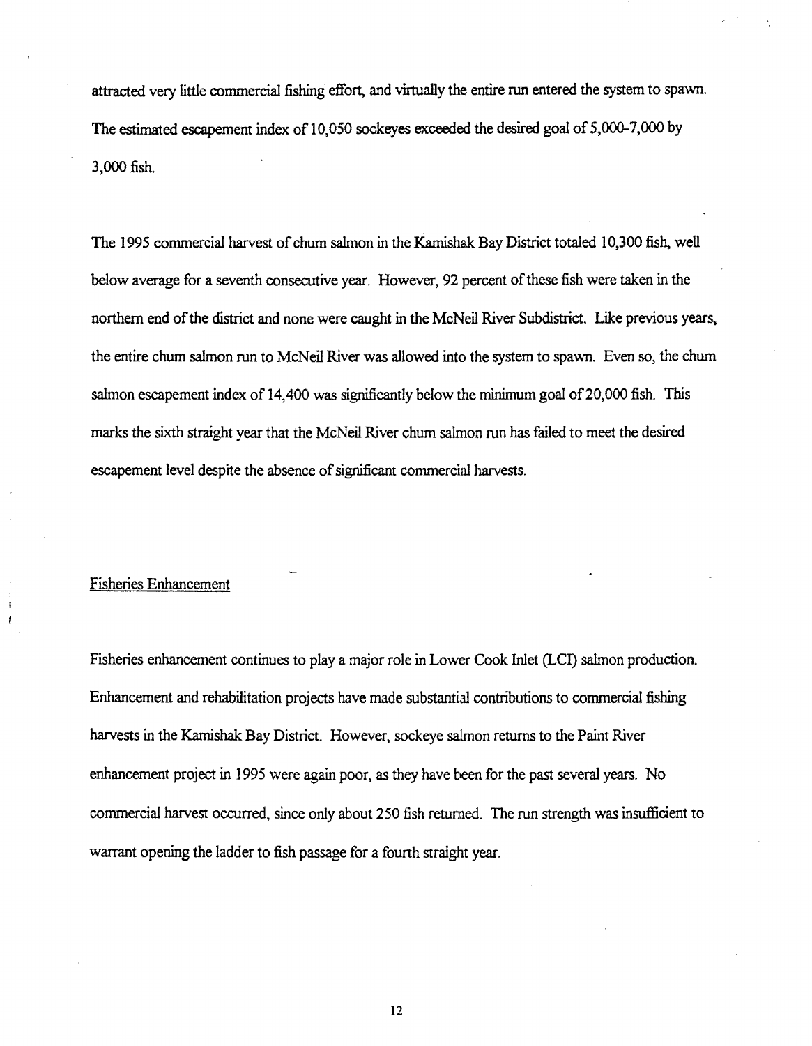attracted very little commercial fishing effort, and virtually the entire run entered the system to spawn. The estimated escapement index of 10,050 sockeyes exceeded the desired goal of 5,000-7,000 by 3,000 fish.

The 1995 commercial harvest of chum salmon in the Kamishak Bay District totaled 10,300 fish, well below average for a seventh consecutive year. However, 92 percent of these fish were taken in the northern end of the district and none were caught in the McNeil River Subdistrict. Like previous years, the entire chum salmon run to McNeil River was allowed into the system to spawn. Even so, the chum salmon escapement index of 14,400 was significantly below the minimum goal of 20,000 fish. This marks the sixth straight year that the McNeil River chum salmon run has failed to meet the desired escapement level despite the absence of significant commercial harvests.

## Fisheries Enhancement

Fisheries enhancement continues to play a major role in Lower Cook Inlet (LCI) salmon production. Enhancement and rehabilitation projects have made substantial contributions to commercial fishing harvests in the Kamishak Bay District. However, sockeye salmon returns to the Paint River enhancement project in 1995 were again poor, as they have been for the past several years. No commercial harvest occurred, since only about 250 fish returned. The run strength was insufficient to warrant opening the ladder to fish passage for a fourth straight year.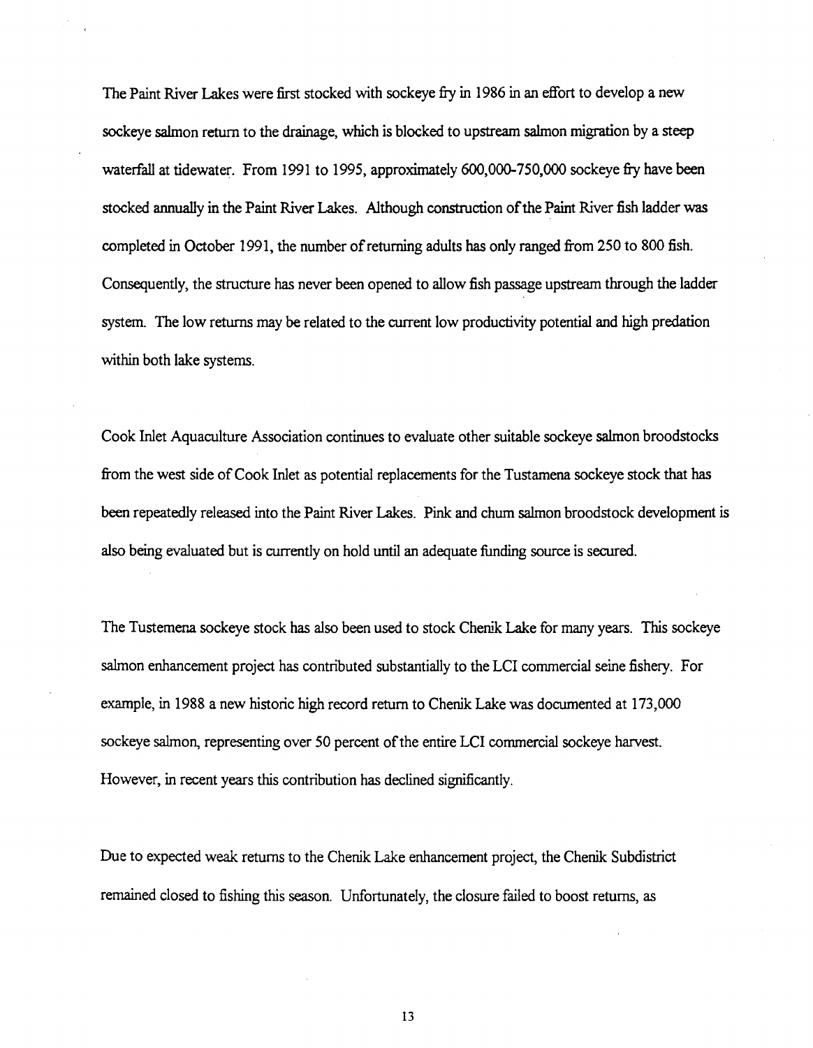The Paint River Lakes were first stocked with sockeye fry in 1986 in an effort to develop a new sockeye salmon return to the drainage, which is blocked to upstream salmon migration by a steep waterfall at tidewater. From 1991 to 1995, approximately 600,000-750,000 sockeye fry have been stocked annually in the Paint River Lakes. Although construction of the Paint River fish ladder was completed in October 1991, the number of returning adults has only ranged from 250 to 800 fish. Consequently, the structure has never been opened to allow fish passage upstream through the ladder system. The low returns may be related to the current low productivity potential and high predation within both lake systems.

Cook Inlet Aquaculture Association continues to evaluate other suitable sockeye salmon broodstocks from the west side of Cook Inlet as potential replacements for the Tustamena sockeye stock that has been repeatedly released into the Paint River Lakes. Pink and chum salmon broodstock development is also being evaluated but is currently on hold until an adequate funding source is secured.

The Tustemena sockeye stock has also been used to stock Chenik Lake for many years. This sockeye salmon enhancement project has contributed substantially to the LCI commercial seine fishery. For example, in 1988 a new historic high record return to Chenik Lake was documented at 173,000 sockeye salmon, representing over 50 percent of the entire LCI commercial sockeye harvest. However, in recent years this contribution has declined significantly.

Due to expected weak returns to the Chenik Lake enhancement project, the Chenik Subdistrict remained closed to fishing this season. Unfortunately, the closure failed to boost returns, as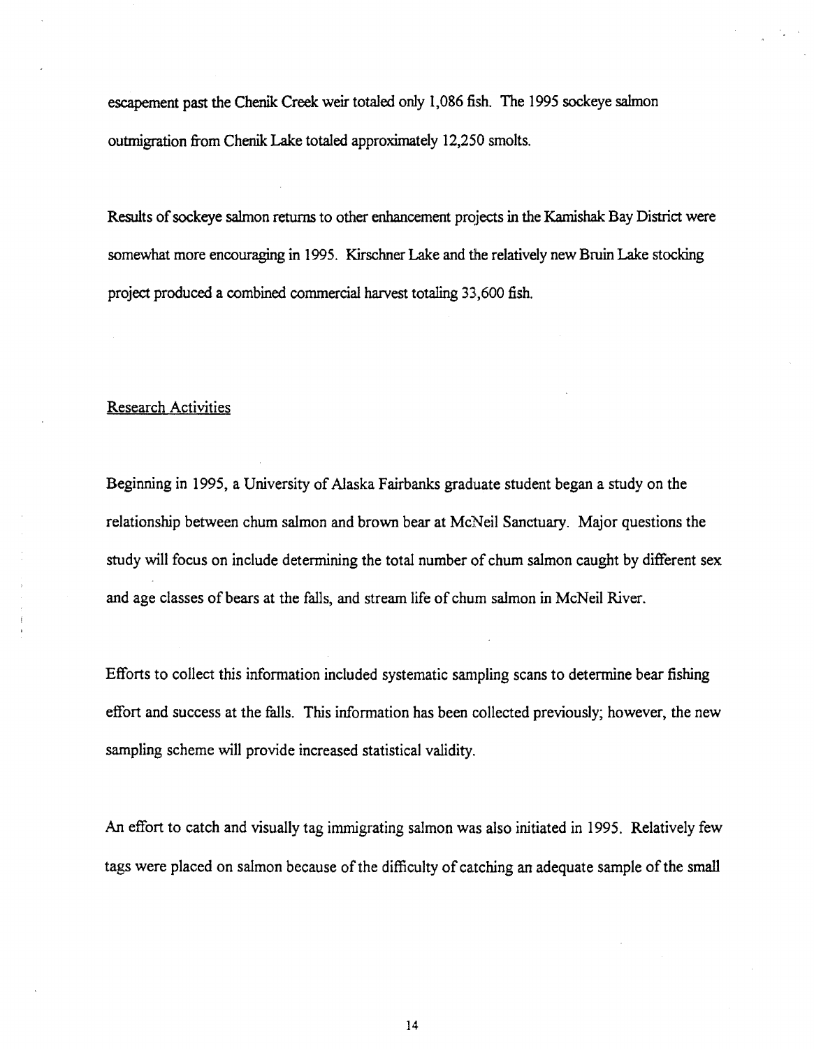escapement past the Chenik Creek weir totaled only 1,086 fish. The 1995 sockeye salmon outmigration from Chenik Lake totaled approximately 12,250 smolts.

Results of sockeye salmon returns to other enhancement projects in the Kamishak Bay District were somewhat more encouraging in 1995. Kirschner Lake and the relatively new Bruin Lake stocking project produced a combined commercial harvest totaling 33,600 fish.

## Research Activities

Beginning in 1995, a University of Alaska Fairbanks graduate student began a study on the relationship between chum salmon and brown bear at McNeil Sanctuary. Major questions the study will focus on include determining the total number of chum salmon caught by different sex and age classes of bears at the falls, and stream life of chum salmon in McNeil River.

Efforts to collect this information included systematic sampling scans to determine bear fishing effort and success at the falls. This information has been collected previously; however, the new sampling scheme will provide increased statistical validity.

An effort to catch and visually tag immigrating salmon was also initiated in 1995. Relatively few tags were placed on salmon because of the difficulty of catching an adequate sample of the small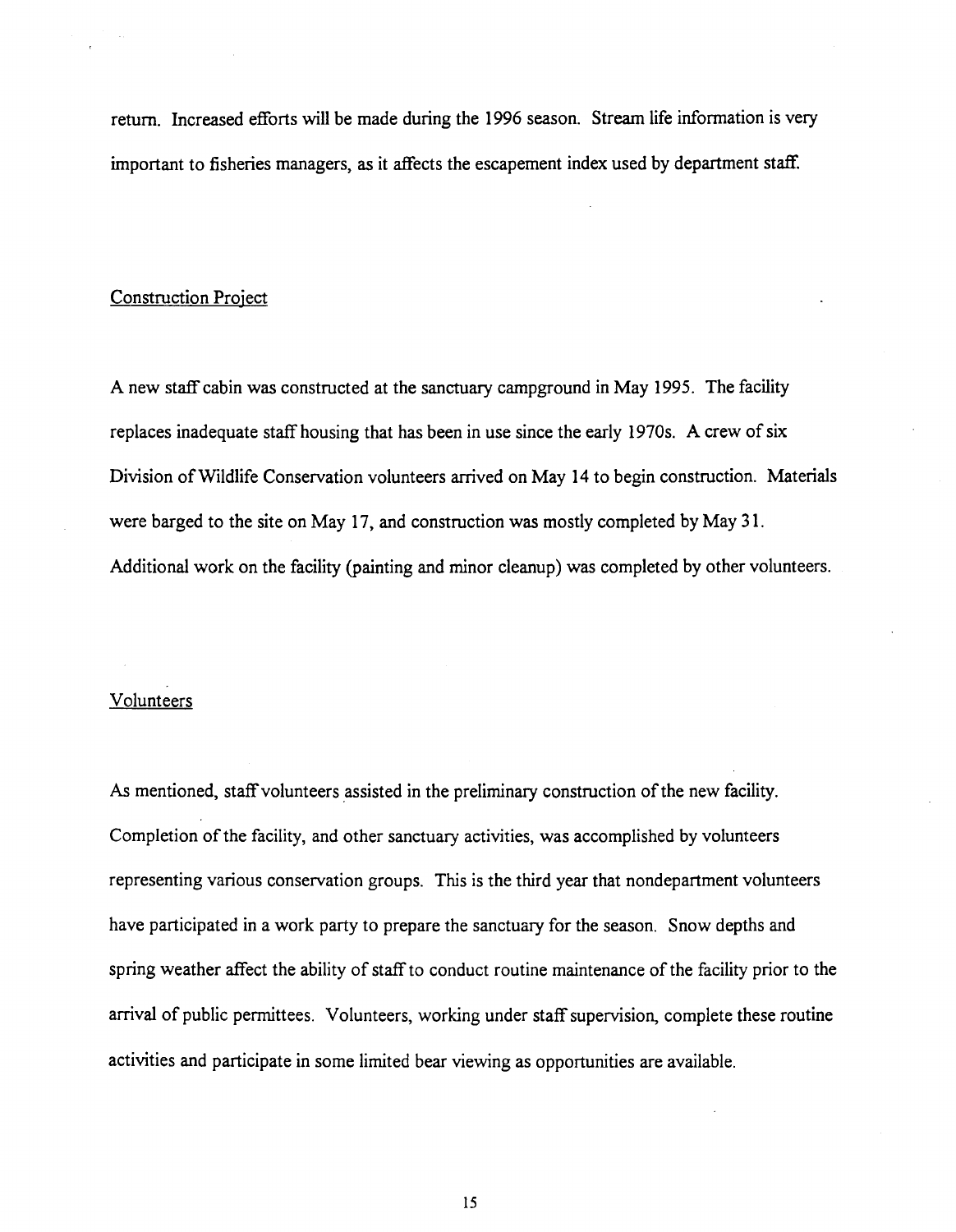return. Increased efforts will be made during the 1996 season. Stream life information is very important to fisheries managers, as it affects the escapement index used by department staff.

## Construction Project

A new staff cabin was constructed at the sanctuary campground in May 1995. The facility replaces inadequate staff housing that has been in use since the early 1970s. A crew of six Division of Wildlife Conservation volunteers arrived on May 14 to begin construction. Materials were barged to the site on May 17, and construction was mostly completed by May 31. Additional work on the facility (painting and minor cleanup) was completed by other volunteers.

## Volunteers

As mentioned, staff volunteers assisted in the preliminary construction of the new facility. Completion of the facility, and other sanctuary activities, was accomplished by volunteers representing various conservation groups. This is the third year that nondepartment volunteers have participated in a work party to prepare the sanctuary for the season. Snow depths and spring weather affect the ability of staff to conduct routine maintenance of the facility prior to the arrival of public permittees. Volunteers, working under staff supervision, complete these routine activities and participate in some limited bear viewing as opportunities are available.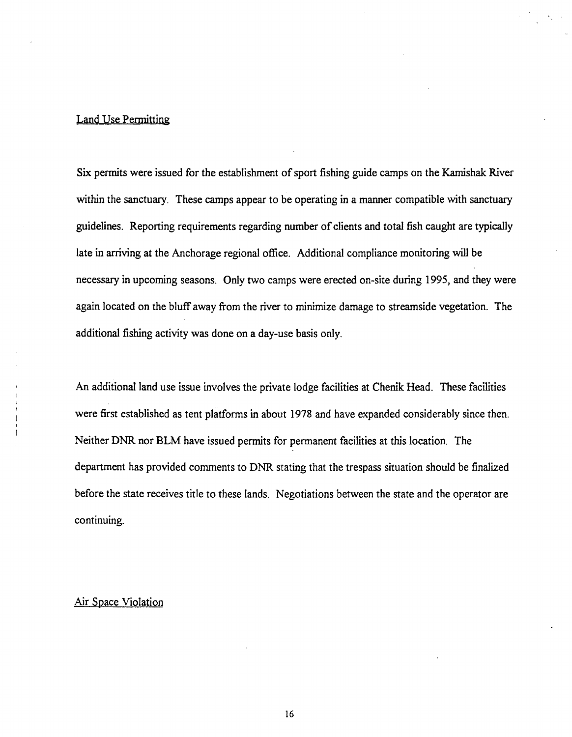## Land Use Permitting

Six permits were issued for the establishment of sport fishing guide camps on the Kamishak River within the sanctuary. These camps appear to be operating in a manner compatible with sanctuary guidelines. Reporting requirements regarding number of clients and total fish caught are typically late in arriving at the Anchorage regional office. Additional compliance monitoring will be necessary in upcoming seasons. Only two camps were erected on-site during 1995, and they were again located on the bluff away from the river to minimize damage to streamside vegetation. The additional fishing activity was done on a day-use basis only.

An additional land use issue involves the private lodge facilities at Chenik Head. These facilities were first established as tent platforms in about 1978 and have expanded considerably since then. Neither DNR nor BLM have issued permits for permanent facilities at this location. The department has provided comments to DNR stating that the trespass situation should be finalized before the state receives title to these lands. Negotiations between the state and the operator are continuing.

## Air Space Violation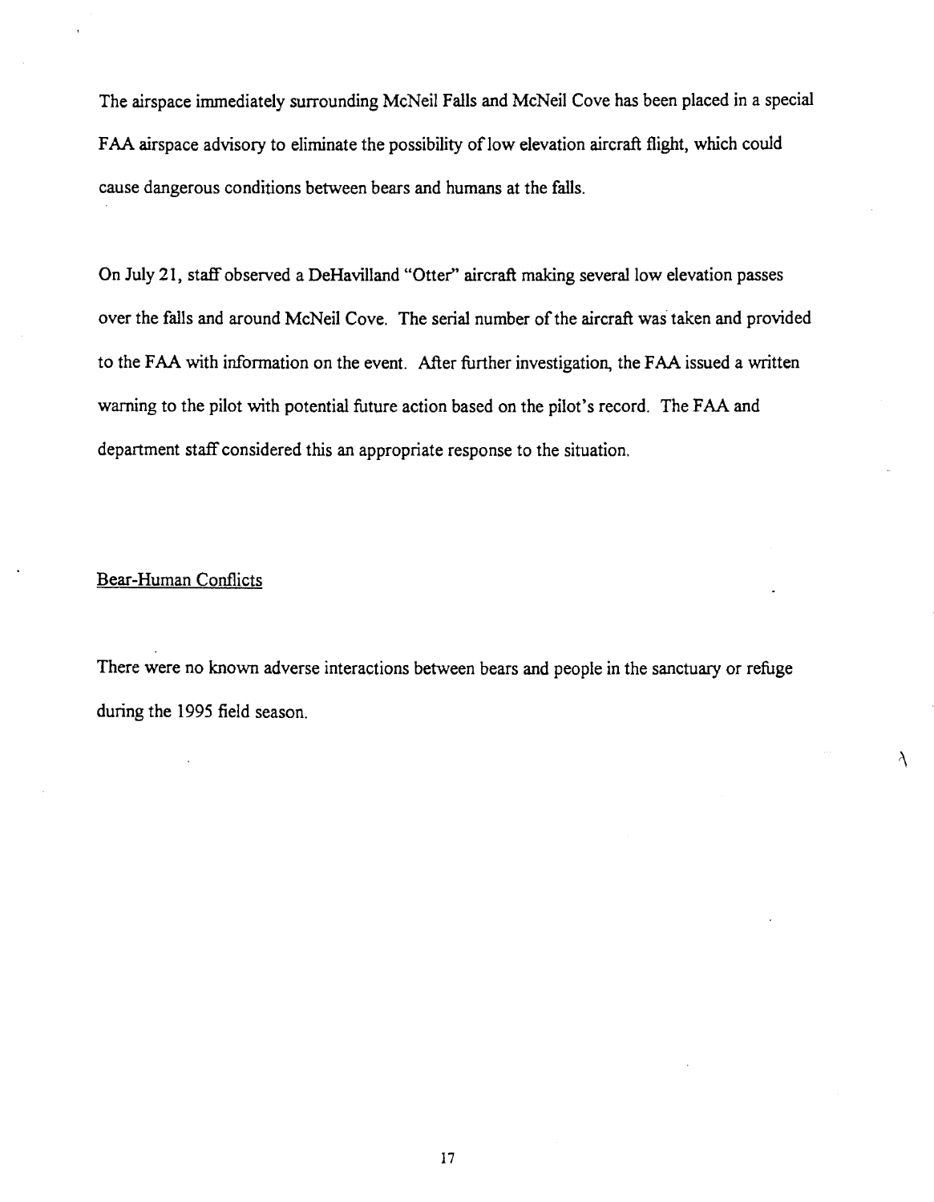The airspace immediately surrounding McNeil Falls and McNeil Cove has been placed in a special FAA airspace advisory to eliminate the possibility of low elevation aircraft flight, which could cause dangerous conditions between bears and humans at the falls.

On July 21, staff observed a DeHavilland "Otter" aircraft making several low elevation passes over the falls and around McNeil Cove. The serial number of the aircraft was taken and provided to the FAA with information on the event. After further investigation, the FAA issued a written warning to the pilot with potential future action based on the pilot's record. The FAA and department staff considered this an appropriate response to the situation.

## Bear-Human Conflicts

There were no known adverse interactions between bears and people in the sanctuary or refuge during the 1995 field season.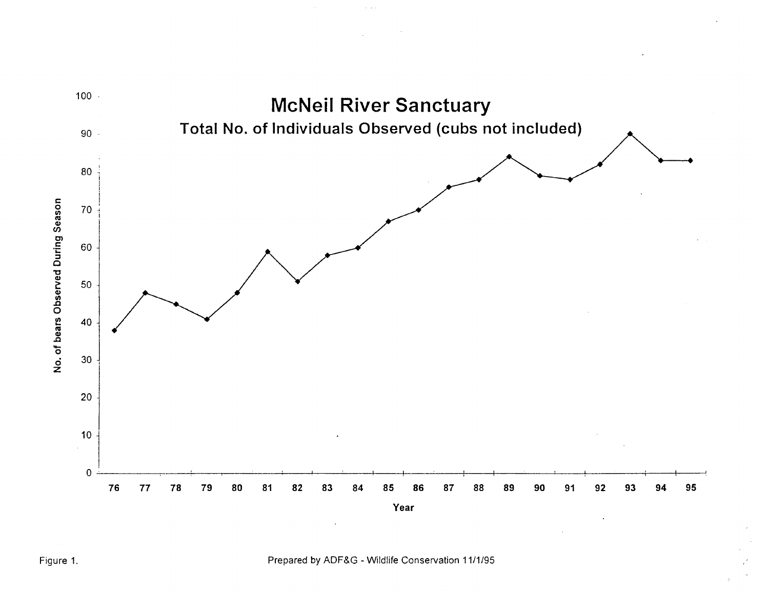# McNeil River Sanctuary

## Total No. of Individuals Observed (cubs not included)

| Year | No. of bears Observed During Season |
|---|---|
| 76 | 38 |
| 77 | 48 |
| 78 | 45 |
| 79 | 41 |
| 80 | 48 |
| 81 | 59 |
| 82 | 51 |
| 83 | 58 |
| 84 | 60 |
| 85 | 67 |
| 86 | 70 |
| 87 | 76 |
| 88 | 78 |
| 89 | 84 |
| 90 | 79 |
| 91 | 78 |
| 92 | 82 |
| 93 | 90 |
| 94 | 83 |
| 95 | 83 |

Figure 1.

Prepared by ADF&G - Wildlife Conservation 11/1/95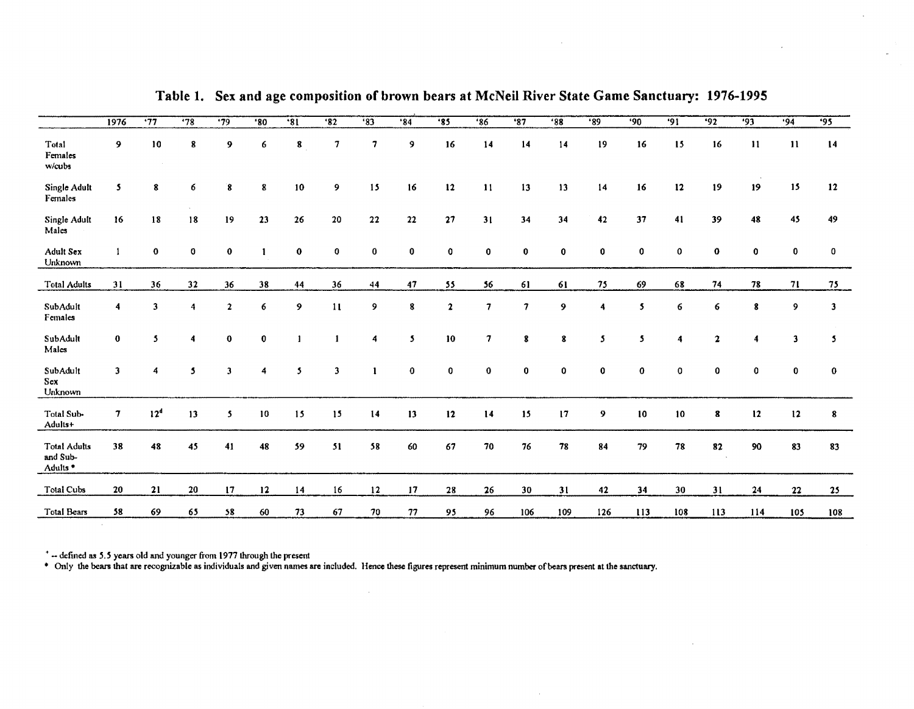**Table 1. Sex and age composition of brown bears at McNeil River State Game Sanctuary: 1976-1995**

| | 1976 | '77 | '78 | '79 | '80 | '81 | '82 | '83 | '84 | '85 | '86 | '87 | '88 | '89 | '90 | '91 | '92 | '93 | '94 | '95 |
|---|---|---|---|---|---|---|---|---|---|---|---|---|---|---|---|---|---|---|---|---|
| Total Females w/cubs | 9 | 10 | 8 | 9 | 6 | 8 | 7 | 7 | 9 | 16 | 14 | 14 | 14 | 19 | 16 | 15 | 16 | 11 | 11 | 14 |
| Single Adult Females | 5 | 8 | 6 | 8 | 8 | 10 | 9 | 15 | 16 | 12 | 11 | 13 | 13 | 14 | 16 | 12 | 19 | 19 | 15 | 12 |
| Single Adult Males | 16 | 18 | 18 | 19 | 23 | 26 | 20 | 22 | 22 | 27 | 31 | 34 | 34 | 42 | 37 | 41 | 39 | 48 | 45 | 49 |
| Adult Sex Unknown | 1 | 0 | 0 | 0 | 1 | 0 | 0 | 0 | 0 | 0 | 0 | 0 | 0 | 0 | 0 | 0 | 0 | 0 | 0 | 0 |
| Total Adults | 31 | 36 | 32 | 36 | 38 | 44 | 36 | 44 | 47 | 55 | 56 | 61 | 61 | 75 | 69 | 68 | 74 | 78 | 71 | 75 |
| SubAdult Females | 4 | 3 | 4 | 2 | 6 | 9 | 11 | 9 | 8 | 2 | 7 | 7 | 9 | 4 | 5 | 6 | 6 | 8 | 9 | 3 |
| SubAdult Males | 0 | 5 | 4 | 0 | 0 | 1 | 1 | 4 | 5 | 10 | 7 | 8 | 8 | 5 | 5 | 4 | 2 | 4 | 3 | 5 |
| SubAdult Sex Unknown | 3 | 4 | 5 | 3 | 4 | 5 | 3 | 1 | 0 | 0 | 0 | 0 | 0 | 0 | 0 | 0 | 0 | 0 | 0 | 0 |
| Total Sub-Adults+ | 7 | 12[d] | 13 | 5 | 10 | 15 | 15 | 14 | 13 | 12 | 14 | 15 | 17 | 9 | 10 | 10 | 8 | 12 | 12 | 8 |
| Total Adults and Sub-Adults • | 38 | 48 | 45 | 41 | 48 | 59 | 51 | 58 | 60 | 67 | 70 | 76 | 78 | 84 | 79 | 78 | 82 | 90 | 83 | 83 |
| Total Cubs | 20 | 21 | 20 | 17 | 12 | 14 | 16 | 12 | 17 | 28 | 26 | 30 | 31 | 42 | 34 | 30 | 31 | 24 | 22 | 25 |
| Total Bears | 58 | 69 | 65 | 58 | 60 | 73 | 67 | 70 | 77 | 95 | 96 | 106 | 109 | 126 | 113 | 108 | 113 | 114 | 105 | 108 |

+ -- defined as 5.5 years old and younger from 1977 through the present

• Only the bears that are recognizable as individuals and given names are included. Hence these figures represent minimum number of bears present at the sanctuary.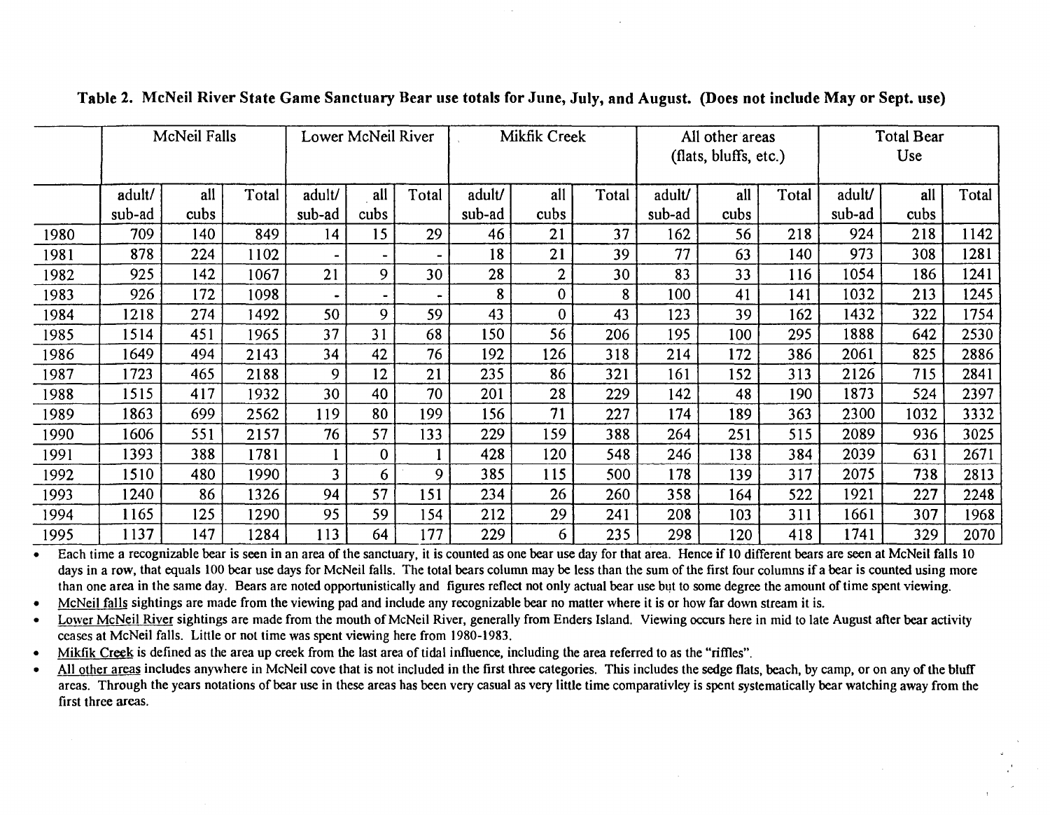**Table 2. McNeil River State Game Sanctuary Bear use totals for June, July, and August. (Does not include May or Sept. use)**

| | McNeil Falls | | | Lower McNeil River | | | Mikfik Creek | | | All other areas (flats, bluffs, etc.) | | | Total Bear Use | | |
|---|---|---|---|---|---|---|---|---|---|---|---|---|---|---|---|
| | adult/ sub-ad | all cubs | Total | adult/ sub-ad | all cubs | Total | adult/ sub-ad | all cubs | Total | adult/ sub-ad | all cubs | Total | adult/ sub-ad | all cubs | Total |
| 1980 | 709 | 140 | 849 | 14 | 15 | 29 | 46 | 21 | 37 | 162 | 56 | 218 | 924 | 218 | 1142 |
| 1981 | 878 | 224 | 1102 | - | - | - | 18 | 21 | 39 | 77 | 63 | 140 | 973 | 308 | 1281 |
| 1982 | 925 | 142 | 1067 | 21 | 9 | 30 | 28 | 2 | 30 | 83 | 33 | 116 | 1054 | 186 | 1241 |
| 1983 | 926 | 172 | 1098 | - | - | - | 8 | 0 | 8 | 100 | 41 | 141 | 1032 | 213 | 1245 |
| 1984 | 1218 | 274 | 1492 | 50 | 9 | 59 | 43 | 0 | 43 | 123 | 39 | 162 | 1432 | 322 | 1754 |
| 1985 | 1514 | 451 | 1965 | 37 | 31 | 68 | 150 | 56 | 206 | 195 | 100 | 295 | 1888 | 642 | 2530 |
| 1986 | 1649 | 494 | 2143 | 34 | 42 | 76 | 192 | 126 | 318 | 214 | 172 | 386 | 2061 | 825 | 2886 |
| 1987 | 1723 | 465 | 2188 | 9 | 12 | 21 | 235 | 86 | 321 | 161 | 152 | 313 | 2126 | 715 | 2841 |
| 1988 | 1515 | 417 | 1932 | 30 | 40 | 70 | 201 | 28 | 229 | 142 | 48 | 190 | 1873 | 524 | 2397 |
| 1989 | 1863 | 699 | 2562 | 119 | 80 | 199 | 156 | 71 | 227 | 174 | 189 | 363 | 2300 | 1032 | 3332 |
| 1990 | 1606 | 551 | 2157 | 76 | 57 | 133 | 229 | 159 | 388 | 264 | 251 | 515 | 2089 | 936 | 3025 |
| 1991 | 1393 | 388 | 1781 | 1 | 0 | 1 | 428 | 120 | 548 | 246 | 138 | 384 | 2039 | 631 | 2671 |
| 1992 | 1510 | 480 | 1990 | 3 | 6 | 9 | 385 | 115 | 500 | 178 | 139 | 317 | 2075 | 738 | 2813 |
| 1993 | 1240 | 86 | 1326 | 94 | 57 | 151 | 234 | 26 | 260 | 358 | 164 | 522 | 1921 | 227 | 2248 |
| 1994 | 1165 | 125 | 1290 | 95 | 59 | 154 | 212 | 29 | 241 | 208 | 103 | 311 | 1661 | 307 | 1968 |
| 1995 | 1137 | 147 | 1284 | 113 | 64 | 177 | 229 | 6 | 235 | 298 | 120 | 418 | 1741 | 329 | 2070 |

- Each time a recognizable bear is seen in an area of the sanctuary, it is counted as one bear use day for that area. Hence if 10 different bears are seen at McNeil falls 10 days in a row, that equals 100 bear use days for McNeil falls. The total bears column may be less than the sum of the first four columns if a bear is counted using more than one area in the same day. Bears are noted opportunistically and figures reflect not only actual bear use but to some degree the amount of time spent viewing.
- McNeil falls sightings are made from the viewing pad and include any recognizable bear no matter where it is or how far down stream it is.
- Lower McNeil River sightings are made from the mouth of McNeil River, generally from Enders Island. Viewing occurs here in mid to late August after bear activity ceases at McNeil falls. Little or not time was spent viewing here from 1980-1983.
- Mikfik Creek is defined as the area up creek from the last area of tidal influence, including the area referred to as the "riffles".
- All other areas includes anywhere in McNeil cove that is not included in the first three categories. This includes the sedge flats, beach, by camp, or on any of the bluff areas. Through the years notations of bear use in these areas has been very casual as very little time comparativley is spent systematically bear watching away from the first three areas.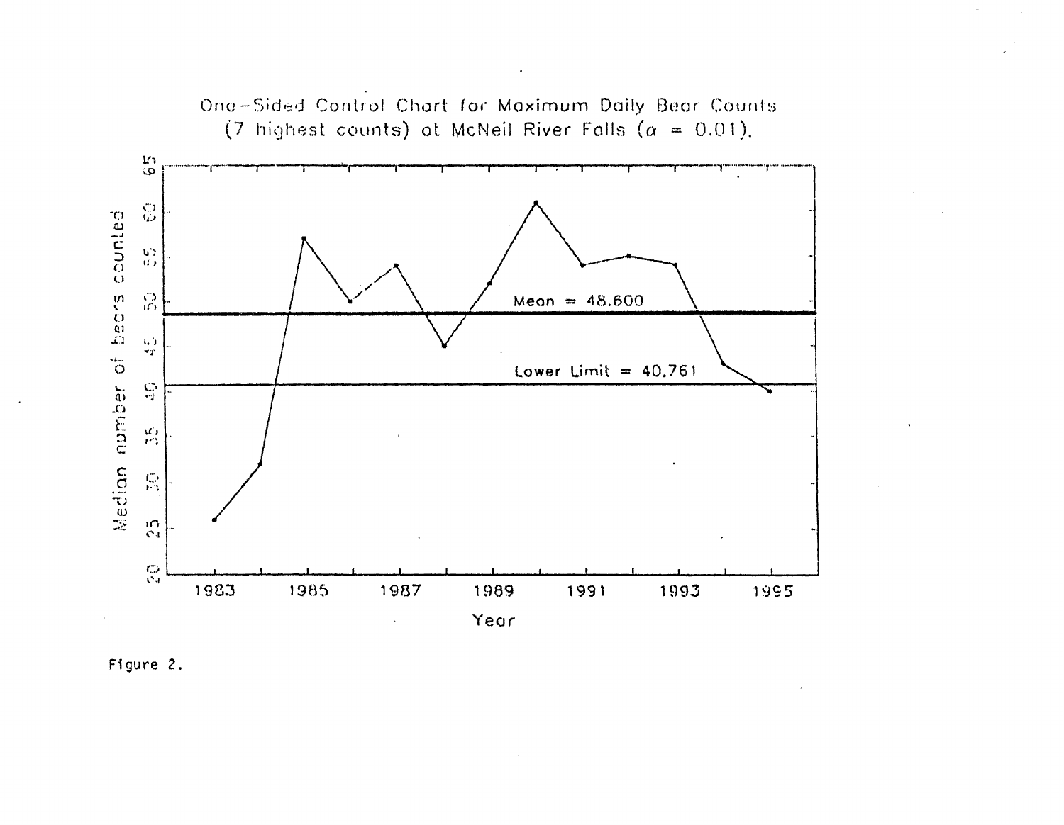One-Sided Control Chart for Maximum Daily Bear Counts (7 highest counts) at McNeil River Falls ($\alpha$ = 0.01).

Mean = 48.600

Lower Limit = 40.761

Median number of bears counted

Year

Figure 2.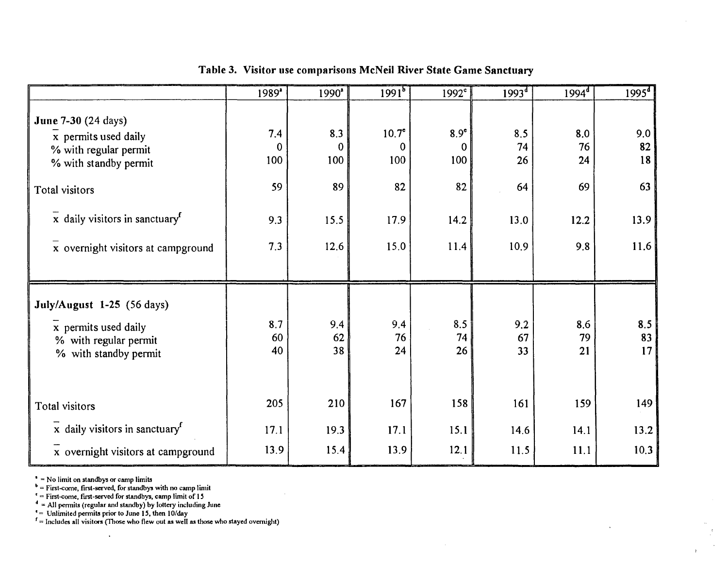**Table 3. Visitor use comparisons McNeil River State Game Sanctuary**

| | 1989[a] | 1990[a] | 1991[b] | 1992[c] | 1993[d] | 1994[d] | 1995[d] |
|---|---|---|---|---|---|---|---|
| **June 7-30** (24 days) | | | | | | | |
| $\bar{x}$ permits used daily | 7.4 | 8.3 | 10.7[e] | 8.9[e] | 8.5 | 8.0 | 9.0 |
| % with regular permit | 0 | 0 | 0 | 0 | 74 | 76 | 82 |
| % with standby permit | 100 | 100 | 100 | 100 | 26 | 24 | 18 |
| Total visitors | 59 | 89 | 82 | 82 | 64 | 69 | 63 |
| $\bar{x}$ daily visitors in sanctuary[f] | 9.3 | 15.5 | 17.9 | 14.2 | 13.0 | 12.2 | 13.9 |
| $\bar{x}$ overnight visitors at campground | 7.3 | 12.6 | 15.0 | 11.4 | 10.9 | 9.8 | 11.6 |
| **July/August 1-25** (56 days) | | | | | | | |
| $\bar{x}$ permits used daily | 8.7 | 9.4 | 9.4 | 8.5 | 9.2 | 8.6 | 8.5 |
| % with regular permit | 60 | 62 | 76 | 74 | 67 | 79 | 83 |
| % with standby permit | 40 | 38 | 24 | 26 | 33 | 21 | 17 |
| Total visitors | 205 | 210 | 167 | 158 | 161 | 159 | 149 |
| $\bar{x}$ daily visitors in sanctuary[f] | 17.1 | 19.3 | 17.1 | 15.1 | 14.6 | 14.1 | 13.2 |
| $\bar{x}$ overnight visitors at campground | 13.9 | 15.4 | 13.9 | 12.1 | 11.5 | 11.1 | 10.3 |

[a] = No limit on standbys or camp limits
[b] = First-come, first-served, for standbys with no camp limit
[c] = First-come, first-served for standbys, camp limit of 15
[d] = All permits (regular and standby) by lottery including June
[e] = Unlimited permits prior to June 15, then 10/day
[f] = Includes all visitors (Those who flew out as well as those who stayed overnight)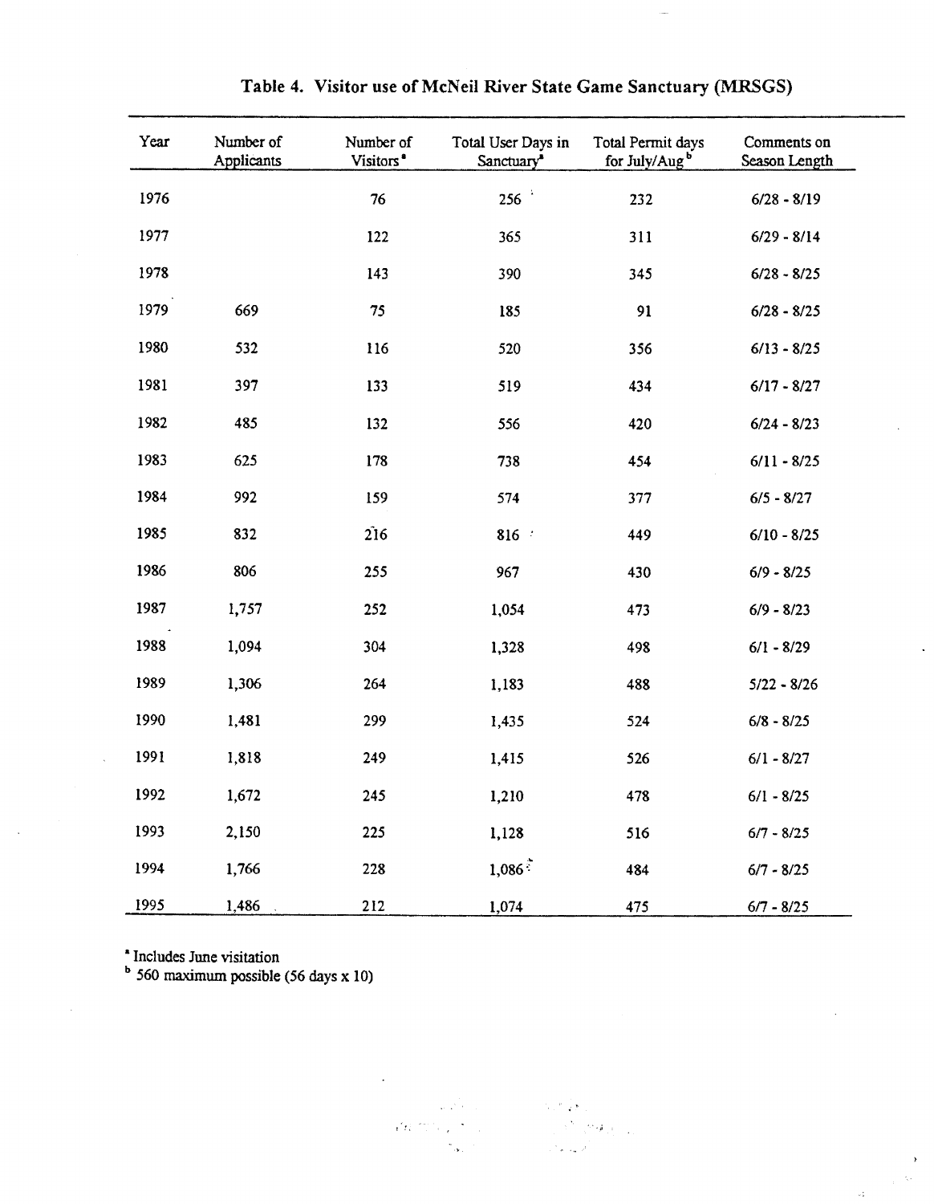## Table 4. Visitor use of McNeil River State Game Sanctuary (MRSGS)

| Year | Number of Applicants | Number of Visitors[a] | Total User Days in Sanctuary[a] | Total Permit days for July/Aug[b] | Comments on Season Length |
|---|---|---|---|---|---|
| 1976 | | 76 | 256 | 232 | 6/28 - 8/19 |
| 1977 | | 122 | 365 | 311 | 6/29 - 8/14 |
| 1978 | | 143 | 390 | 345 | 6/28 - 8/25 |
| 1979 | 669 | 75 | 185 | 91 | 6/28 - 8/25 |
| 1980 | 532 | 116 | 520 | 356 | 6/13 - 8/25 |
| 1981 | 397 | 133 | 519 | 434 | 6/17 - 8/27 |
| 1982 | 485 | 132 | 556 | 420 | 6/24 - 8/23 |
| 1983 | 625 | 178 | 738 | 454 | 6/11 - 8/25 |
| 1984 | 992 | 159 | 574 | 377 | 6/5 - 8/27 |
| 1985 | 832 | 216 | 816 | 449 | 6/10 - 8/25 |
| 1986 | 806 | 255 | 967 | 430 | 6/9 - 8/25 |
| 1987 | 1,757 | 252 | 1,054 | 473 | 6/9 - 8/23 |
| 1988 | 1,094 | 304 | 1,328 | 498 | 6/1 - 8/29 |
| 1989 | 1,306 | 264 | 1,183 | 488 | 5/22 - 8/26 |
| 1990 | 1,481 | 299 | 1,435 | 524 | 6/8 - 8/25 |
| 1991 | 1,818 | 249 | 1,415 | 526 | 6/1 - 8/27 |
| 1992 | 1,672 | 245 | 1,210 | 478 | 6/1 - 8/25 |
| 1993 | 2,150 | 225 | 1,128 | 516 | 6/7 - 8/25 |
| 1994 | 1,766 | 228 | 1,086 | 484 | 6/7 - 8/25 |
| 1995 | 1,486 | 212 | 1,074 | 475 | 6/7 - 8/25 |

[a] Includes June visitation
[b] 560 maximum possible (56 days x 10)